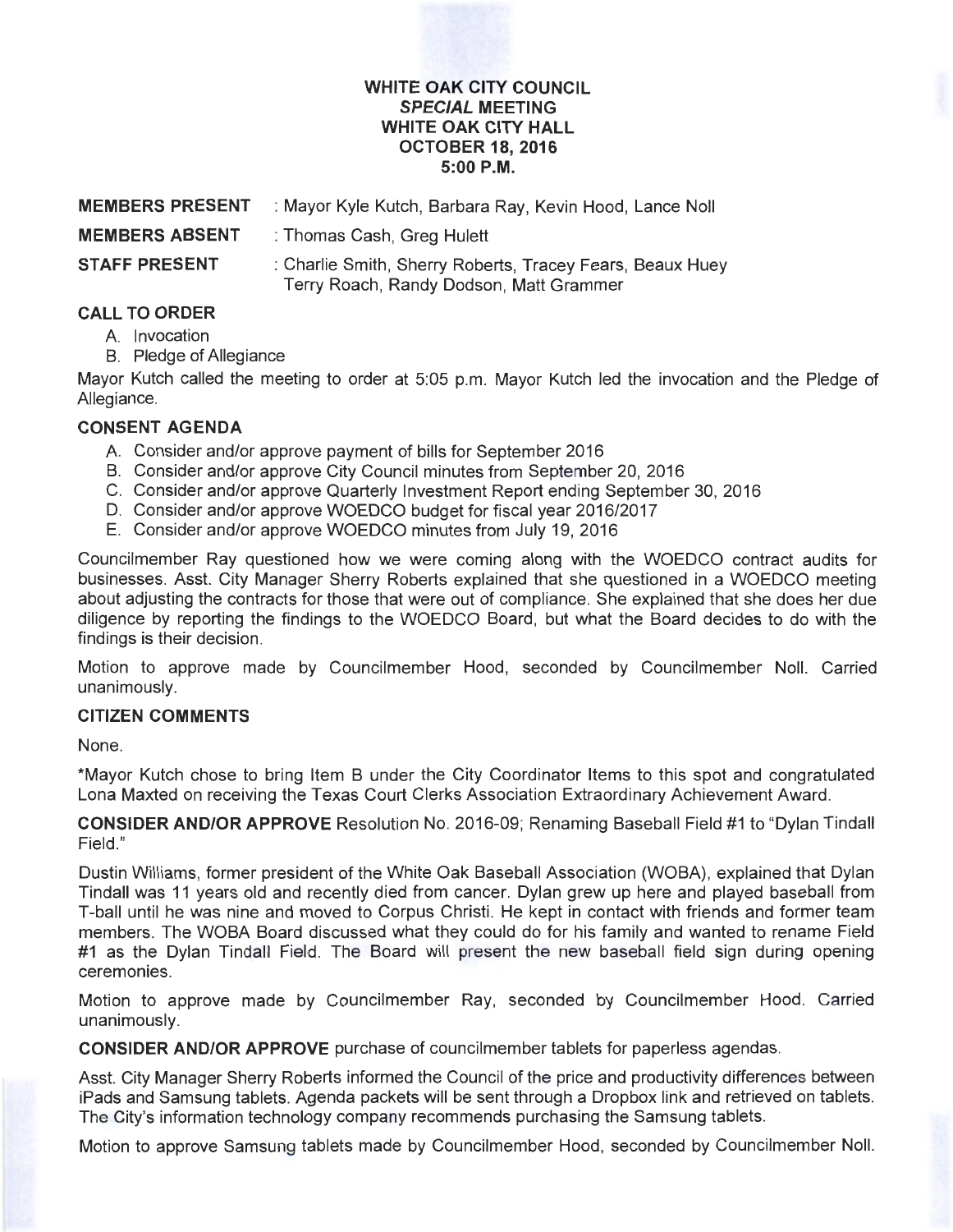# WHITE OAK CITY COUNCIL
## *SPECIAL* MEETING
## WHITE OAK CITY HALL
## OCTOBER 18, 2016
## 5:00 P.M.

**MEMBERS PRESENT** : Mayor Kyle Kutch, Barbara Ray, Kevin Hood, Lance Noll

**MEMBERS ABSENT** : Thomas Cash, Greg Hulett

**STAFF PRESENT** : Charlie Smith, Sherry Roberts, Tracey Fears, Beaux Huey Terry Roach, Randy Dodson, Matt Grammer

**CALL TO ORDER**

A. Invocation
B. Pledge of Allegiance

Mayor Kutch called the meeting to order at 5:05 p.m. Mayor Kutch led the invocation and the Pledge of Allegiance.

**CONSENT AGENDA**

A. Consider and/or approve payment of bills for September 2016
B. Consider and/or approve City Council minutes from September 20, 2016
C. Consider and/or approve Quarterly Investment Report ending September 30, 2016
D. Consider and/or approve WOEDCO budget for fiscal year 2016/2017
E. Consider and/or approve WOEDCO minutes from July 19, 2016

Councilmember Ray questioned how we were coming along with the WOEDCO contract audits for businesses. Asst. City Manager Sherry Roberts explained that she questioned in a WOEDCO meeting about adjusting the contracts for those that were out of compliance. She explained that she does her due diligence by reporting the findings to the WOEDCO Board, but what the Board decides to do with the findings is their decision.

Motion to approve made by Councilmember Hood, seconded by Councilmember Noll. Carried unanimously.

**CITIZEN COMMENTS**

None.

*Mayor Kutch chose to bring Item B under the City Coordinator Items to this spot and congratulated Lona Maxted on receiving the Texas Court Clerks Association Extraordinary Achievement Award.

**CONSIDER AND/OR APPROVE** Resolution No. 2016-09; Renaming Baseball Field #1 to "Dylan Tindall Field."

Dustin Williams, former president of the White Oak Baseball Association (WOBA), explained that Dylan Tindall was 11 years old and recently died from cancer. Dylan grew up here and played baseball from T-ball until he was nine and moved to Corpus Christi. He kept in contact with friends and former team members. The WOBA Board discussed what they could do for his family and wanted to rename Field #1 as the Dylan Tindall Field. The Board will present the new baseball field sign during opening ceremonies.

Motion to approve made by Councilmember Ray, seconded by Councilmember Hood. Carried unanimously.

**CONSIDER AND/OR APPROVE** purchase of councilmember tablets for paperless agendas.

Asst. City Manager Sherry Roberts informed the Council of the price and productivity differences between iPads and Samsung tablets. Agenda packets will be sent through a Dropbox link and retrieved on tablets. The City's information technology company recommends purchasing the Samsung tablets.

Motion to approve Samsung tablets made by Councilmember Hood, seconded by Councilmember Noll.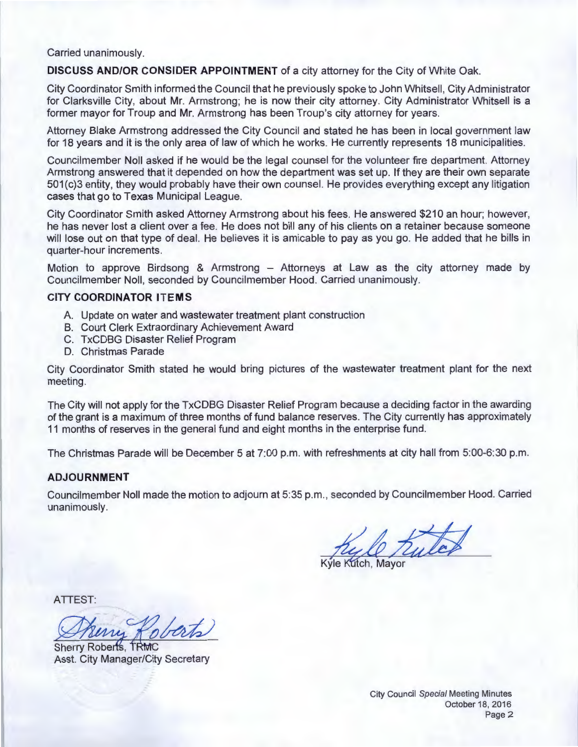Carried unanimously.

**DISCUSS AND/OR CONSIDER APPOINTMENT** of a city attorney for the City of White Oak.

City Coordinator Smith informed the Council that he previously spoke to John Whitsell, City Administrator for Clarksville City, about Mr. Armstrong; he is now their city attorney. City Administrator Whitsell is a former mayor for Troup and Mr. Armstrong has been Troup's city attorney for years.

Attorney Blake Armstrong addressed the City Council and stated he has been in local government law for 18 years and it is the only area of law of which he works. He currently represents 18 municipalities.

Councilmember Noll asked if he would be the legal counsel for the volunteer fire department. Attorney Armstrong answered that it depended on how the department was set up. If they are their own separate 501(c)3 entity, they would probably have their own counsel. He provides everything except any litigation cases that go to Texas Municipal League.

City Coordinator Smith asked Attorney Armstrong about his fees. He answered $210 an hour; however, he has never lost a client over a fee. He does not bill any of his clients on a retainer because someone will lose out on that type of deal. He believes it is amicable to pay as you go. He added that he bills in quarter-hour increments.

Motion to approve Birdsong & Armstrong – Attorneys at Law as the city attorney made by Councilmember Noll, seconded by Councilmember Hood. Carried unanimously.

**CITY COORDINATOR ITEMS**

A. Update on water and wastewater treatment plant construction
B. Court Clerk Extraordinary Achievement Award
C. TxCDBG Disaster Relief Program
D. Christmas Parade

City Coordinator Smith stated he would bring pictures of the wastewater treatment plant for the next meeting.

The City will not apply for the TxCDBG Disaster Relief Program because a deciding factor in the awarding of the grant is a maximum of three months of fund balance reserves. The City currently has approximately 11 months of reserves in the general fund and eight months in the enterprise fund.

The Christmas Parade will be December 5 at 7:00 p.m. with refreshments at city hall from 5:00-6:30 p.m.

**ADJOURNMENT**

Councilmember Noll made the motion to adjourn at 5:35 p.m., seconded by Councilmember Hood. Carried unanimously.

Kyle Kutch, Mayor

ATTEST:

Sherry Roberts, TRMC
Asst. City Manager/City Secretary

City Council *Special* Meeting Minutes
October 18, 2016